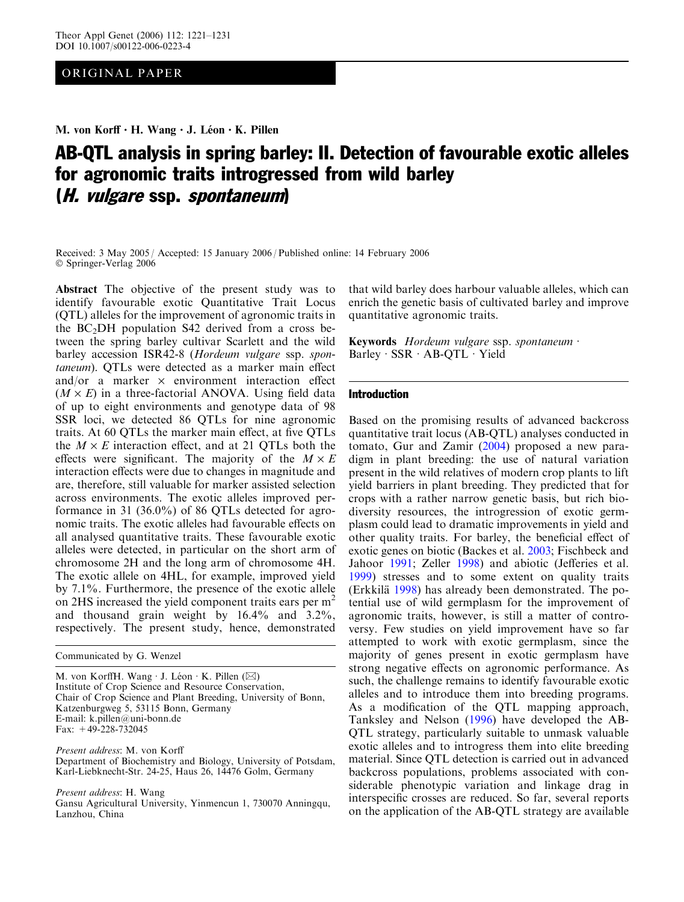ORIGINAL PAPER

**M. von Korff · H. Wang · J. Léon · K. Pillen**

# AB-QTL analysis in spring barley: II. Detection of favourable exotic alleles for agronomic traits introgressed from wild barley (*H. vulgare* ssp. *spontaneum*)

Received: 3 May 2005 / Accepted: 15 January 2006 / Published online: 14 February 2006
© Springer-Verlag 2006

**Abstract** The objective of the present study was to identify favourable exotic Quantitative Trait Locus (QTL) alleles for the improvement of agronomic traits in the $BC_2DH$ population S42 derived from a cross between the spring barley cultivar Scarlett and the wild barley accession ISR42-8 (*Hordeum vulgare* ssp. *spontaneum*). QTLs were detected as a marker main effect and/or a marker × environment interaction effect ($M \times E$) in a three-factorial ANOVA. Using field data of up to eight environments and genotype data of 98 SSR loci, we detected 86 QTLs for nine agronomic traits. At 60 QTLs the marker main effect, at five QTLs the $M \times E$ interaction effect, and at 21 QTLs both the effects were significant. The majority of the $M \times E$ interaction effects were due to changes in magnitude and are, therefore, still valuable for marker assisted selection across environments. The exotic alleles improved performance in 31 (36.0%) of 86 QTLs detected for agronomic traits. The exotic alleles had favourable effects on all analysed quantitative traits. These favourable exotic alleles were detected, in particular on the short arm of chromosome 2H and the long arm of chromosome 4H. The exotic allele on 4HL, for example, improved yield by 7.1%. Furthermore, the presence of the exotic allele on 2HS increased the yield component traits ears per $m^2$ and thousand grain weight by 16.4% and 3.2%, respectively. The present study, hence, demonstrated that wild barley does harbour valuable alleles, which can enrich the genetic basis of cultivated barley and improve quantitative agronomic traits.

**Keywords** *Hordeum vulgare* ssp. *spontaneum* · Barley · SSR · AB-QTL · Yield

Communicated by G. Wenzel

M. von KorffH. Wang · J. Léon · K. Pillen (✉)
Institute of Crop Science and Resource Conservation, Chair of Crop Science and Plant Breeding, University of Bonn, Katzenburgweg 5, 53115 Bonn, Germany
E-mail: k.pillen@uni-bonn.de
Fax: +49-228-732045

*Present address*: M. von Korff
Department of Biochemistry and Biology, University of Potsdam, Karl-Liebknecht-Str. 24-25, Haus 26, 14476 Golm, Germany

*Present address*: H. Wang
Gansu Agricultural University, Yinmencun 1, 730070 Anningqu, Lanzhou, China

## Introduction

Based on the promising results of advanced backcross quantitative trait locus (AB-QTL) analyses conducted in tomato, Gur and Zamir (2004) proposed a new paradigm in plant breeding: the use of natural variation present in the wild relatives of modern crop plants to lift yield barriers in plant breeding. They predicted that for crops with a rather narrow genetic basis, but rich biodiversity resources, the introgression of exotic germplasm could lead to dramatic improvements in yield and other quality traits. For barley, the beneficial effect of exotic genes on biotic (Backes et al. 2003; Fischbeck and Jahoor 1991; Zeller 1998) and abiotic (Jefferies et al. 1999) stresses and to some extent on quality traits (Erkkilä 1998) has already been demonstrated. The potential use of wild germplasm for the improvement of agronomic traits, however, is still a matter of controversy. Few studies on yield improvement have so far attempted to work with exotic germplasm, since the majority of genes present in exotic germplasm have strong negative effects on agronomic performance. As such, the challenge remains to identify favourable exotic alleles and to introduce them into elite breeding programs. As a modification of the QTL mapping approach, Tanksley and Nelson (1996) have developed the AB-QTL strategy, particularly suitable to unmask valuable exotic alleles and to introgress them into elite breeding material. Since QTL detection is carried out in advanced backcross populations, problems associated with considerable phenotypic variation and linkage drag in interspecific crosses are reduced. So far, several reports on the application of the AB-QTL strategy are available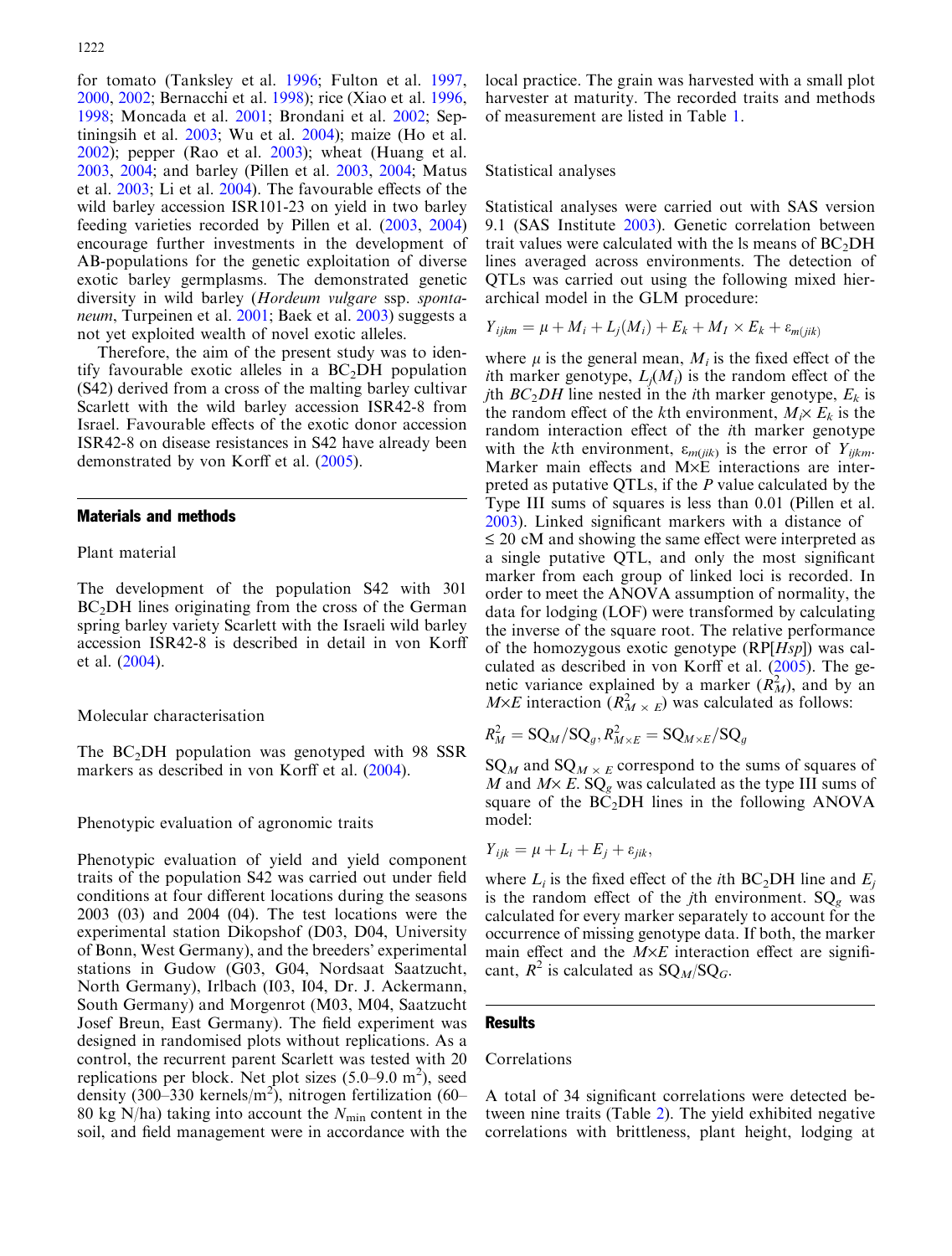for tomato (Tanksley et al. 1996; Fulton et al. 1997, 2000, 2002; Bernacchi et al. 1998); rice (Xiao et al. 1996, 1998; Moncada et al. 2001; Brondani et al. 2002; Septiningsih et al. 2003; Wu et al. 2004); maize (Ho et al. 2002); pepper (Rao et al. 2003); wheat (Huang et al. 2003, 2004; and barley (Pillen et al. 2003, 2004; Matus et al. 2003; Li et al. 2004). The favourable effects of the wild barley accession ISR101-23 on yield in two barley feeding varieties recorded by Pillen et al. (2003, 2004) encourage further investments in the development of AB-populations for the genetic exploitation of diverse exotic barley germplasms. The demonstrated genetic diversity in wild barley (*Hordeum vulgare* ssp. *spontaneum*, Turpeinen et al. 2001; Baek et al. 2003) suggests a not yet exploited wealth of novel exotic alleles.

Therefore, the aim of the present study was to identify favourable exotic alleles in a $BC_2DH$ population (S42) derived from a cross of the malting barley cultivar Scarlett with the wild barley accession ISR42-8 from Israel. Favourable effects of the exotic donor accession ISR42-8 on disease resistances in S42 have already been demonstrated by von Korff et al. (2005).

## Materials and methods

### Plant material

The development of the population S42 with 301 $BC_2DH$ lines originating from the cross of the German spring barley variety Scarlett with the Israeli wild barley accession ISR42-8 is described in detail in von Korff et al. (2004).

### Molecular characterisation

The $BC_2DH$ population was genotyped with 98 SSR markers as described in von Korff et al. (2004).

### Phenotypic evaluation of agronomic traits

Phenotypic evaluation of yield and yield component traits of the population S42 was carried out under field conditions at four different locations during the seasons 2003 (03) and 2004 (04). The test locations were the experimental station Dikopshof (D03, D04, University of Bonn, West Germany), and the breeders' experimental stations in Gudow (G03, G04, Nordsaat Saatzucht, North Germany), Irlbach (I03, I04, Dr. J. Ackermann, South Germany) and Morgenrot (M03, M04, Saatzucht Josef Breun, East Germany). The field experiment was designed in randomised plots without replications. As a control, the recurrent parent Scarlett was tested with 20 replications per block. Net plot sizes (5.0–9.0 $m^2$), seed density (300–330 kernels/$m^2$), nitrogen fertilization (60–80 kg N/ha) taking into account the $N_{min}$ content in the soil, and field management were in accordance with the local practice. The grain was harvested with a small plot harvester at maturity. The recorded traits and methods of measurement are listed in Table 1.

### Statistical analyses

Statistical analyses were carried out with SAS version 9.1 (SAS Institute 2003). Genetic correlation between trait values were calculated with the ls means of $BC_2DH$ lines averaged across environments. The detection of QTLs was carried out using the following mixed hierarchical model in the GLM procedure:

$$Y_{ijkm} = \mu + M_i + L_j(M_i) + E_k + M_I \times E_k + \varepsilon_{m(jik)}$$

where $\mu$ is the general mean, $M_i$ is the fixed effect of the $i$th marker genotype, $L_j(M_i)$ is the random effect of the $j$th $BC_2DH$ line nested in the $i$th marker genotype, $E_k$ is the random effect of the $k$th environment, $M_i \times E_k$ is the random interaction effect of the $i$th marker genotype with the $k$th environment, $\varepsilon_{m(jik)}$ is the error of $Y_{ijkm}$. Marker main effects and M×E interactions are interpreted as putative QTLs, if the $P$ value calculated by the Type III sums of squares is less than 0.01 (Pillen et al. 2003). Linked significant markers with a distance of ≤ 20 cM and showing the same effect were interpreted as a single putative QTL, and only the most significant marker from each group of linked loci is recorded. In order to meet the ANOVA assumption of normality, the data for lodging (LOF) were transformed by calculating the inverse of the square root. The relative performance of the homozygous exotic genotype (RP[*Hsp*]) was calculated as described in von Korff et al. (2005). The genetic variance explained by a marker ($R^2_M$), and by an $M \times E$ interaction ($R^2_{M \times E}$) was calculated as follows:

$$R^2_M = SQ_M/SQ_g, R^2_{M \times E} = SQ_{M \times E}/SQ_g$$

$SQ_M$ and $SQ_{M \times E}$ correspond to the sums of squares of $M$ and $M \times E$. $SQ_g$ was calculated as the type III sums of square of the $BC_2DH$ lines in the following ANOVA model:

$$Y_{ijk} = \mu + L_i + E_j + \varepsilon_{jik},$$

where $L_i$ is the fixed effect of the $i$th $BC_2DH$ line and $E_j$ is the random effect of the $j$th environment. $SQ_g$ was calculated for every marker separately to account for the occurrence of missing genotype data. If both, the marker main effect and the $M \times E$ interaction effect are significant, $R^2$ is calculated as $SQ_M/SQ_G$.

## Results

### Correlations

A total of 34 significant correlations were detected between nine traits (Table 2). The yield exhibited negative correlations with brittleness, plant height, lodging at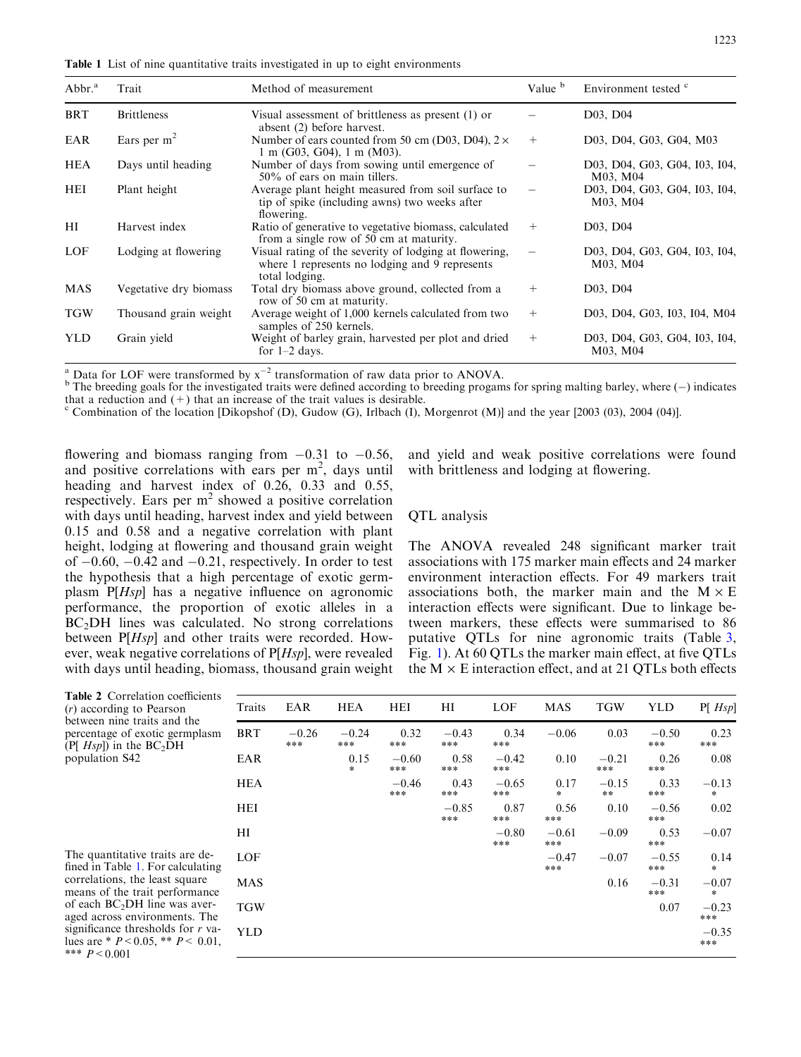**Table 1** List of nine quantitative traits investigated in up to eight environments

| Abbr.[a] | Trait | Method of measurement | Value [b] | Environment tested [c] |
|---|---|---|---|---|
| BRT | Brittleness | Visual assessment of brittleness as present (1) or absent (2) before harvest. | – | D03, D04 |
| EAR | Ears per m$^2$ | Number of ears counted from 50 cm (D03, D04), 2 × 1 m (G03, G04), 1 m (M03). | + | D03, D04, G03, G04, M03 |
| HEA | Days until heading | Number of days from sowing until emergence of 50% of ears on main tillers. | – | D03, D04, G03, G04, I03, I04, M03, M04 |
| HEI | Plant height | Average plant height measured from soil surface to tip of spike (including awns) two weeks after flowering. | – | D03, D04, G03, G04, I03, I04, M03, M04 |
| HI | Harvest index | Ratio of generative to vegetative biomass, calculated from a single row of 50 cm at maturity. | + | D03, D04 |
| LOF | Lodging at flowering | Visual rating of the severity of lodging at flowering, where 1 represents no lodging and 9 represents total lodging. | – | D03, D04, G03, G04, I03, I04, M03, M04 |
| MAS | Vegetative dry biomass | Total dry biomass above ground, collected from a row of 50 cm at maturity. | + | D03, D04 |
| TGW | Thousand grain weight | Average weight of 1,000 kernels calculated from two samples of 250 kernels. | + | D03, D04, G03, I03, I04, M04 |
| YLD | Grain yield | Weight of barley grain, harvested per plot and dried for 1–2 days. | + | D03, D04, G03, G04, I03, I04, M03, M04 |

[a] Data for LOF were transformed by $x^{-2}$ transformation of raw data prior to ANOVA.
[b] The breeding goals for the investigated traits were defined according to breeding progams for spring malting barley, where (–) indicates that a reduction and (+) that an increase of the trait values is desirable.
[c] Combination of the location [Dikopshof (D), Gudow (G), Irlbach (I), Morgenrot (M)] and the year [2003 (03), 2004 (04)].

flowering and biomass ranging from −0.31 to −0.56, and positive correlations with ears per m$^2$, days until heading and harvest index of 0.26, 0.33 and 0.55, respectively. Ears per m$^2$ showed a positive correlation with days until heading, harvest index and yield between 0.15 and 0.58 and a negative correlation with plant height, lodging at flowering and thousand grain weight of −0.60, −0.42 and −0.21, respectively. In order to test the hypothesis that a high percentage of exotic germplasm P[*Hsp*] has a negative influence on agronomic performance, the proportion of exotic alleles in a $BC_2DH$ lines was calculated. No strong correlations between P[*Hsp*] and other traits were recorded. However, weak negative correlations of P[*Hsp*], were revealed with days until heading, biomass, thousand grain weight and yield and weak positive correlations were found with brittleness and lodging at flowering.

## QTL analysis

The ANOVA revealed 248 significant marker trait associations with 175 marker main effects and 24 marker environment interaction effects. For 49 markers trait associations both, the marker main and the M × E interaction effects were significant. Due to linkage between markers, these effects were summarised to 86 putative QTLs for nine agronomic traits (Table 3, Fig. 1). At 60 QTLs the marker main effect, at five QTLs the M × E interaction effect, and at 21 QTLs both effects

**Table 2** Correlation coefficients ($r$) according to Pearson between nine traits and the percentage of exotic germplasm (P[ *Hsp*]) in the $BC_2DH$ population S42

| Traits | EAR | HEA | HEI | HI | LOF | MAS | TGW | YLD | P[ *Hsp*] |
|---|---|---|---|---|---|---|---|---|---|
| BRT | −0.26 *** | −0.24 *** | 0.32 *** | −0.43 *** | 0.34 *** | −0.06 | 0.03 | −0.50 *** | 0.23 *** |
| EAR | | 0.15 * | −0.60 *** | 0.58 *** | −0.42 *** | 0.10 | −0.21 *** | 0.26 *** | 0.08 |
| HEA | | | −0.46 *** | 0.43 *** | −0.65 *** | 0.17 * | −0.15 ** | 0.33 *** | −0.13 * |
| HEI | | | | −0.85 *** | 0.87 *** | 0.56 *** | 0.10 | −0.56 *** | 0.02 |
| HI | | | | | −0.80 *** | −0.61 *** | −0.09 | 0.53 *** | −0.07 |
| LOF | | | | | | −0.47 *** | −0.07 | −0.55 *** | 0.14 * |
| MAS | | | | | | | 0.16 | −0.31 *** | −0.07 * |
| TGW | | | | | | | | 0.07 | −0.23 *** |
| YLD | | | | | | | | | −0.35 *** |

The quantitative traits are defined in Table 1. For calculating correlations, the least square means of the trait performance of each $BC_2DH$ line was averaged across environments. The significance thresholds for $r$ values are * $P < 0.05$, ** $P < 0.01$, *** $P < 0.001$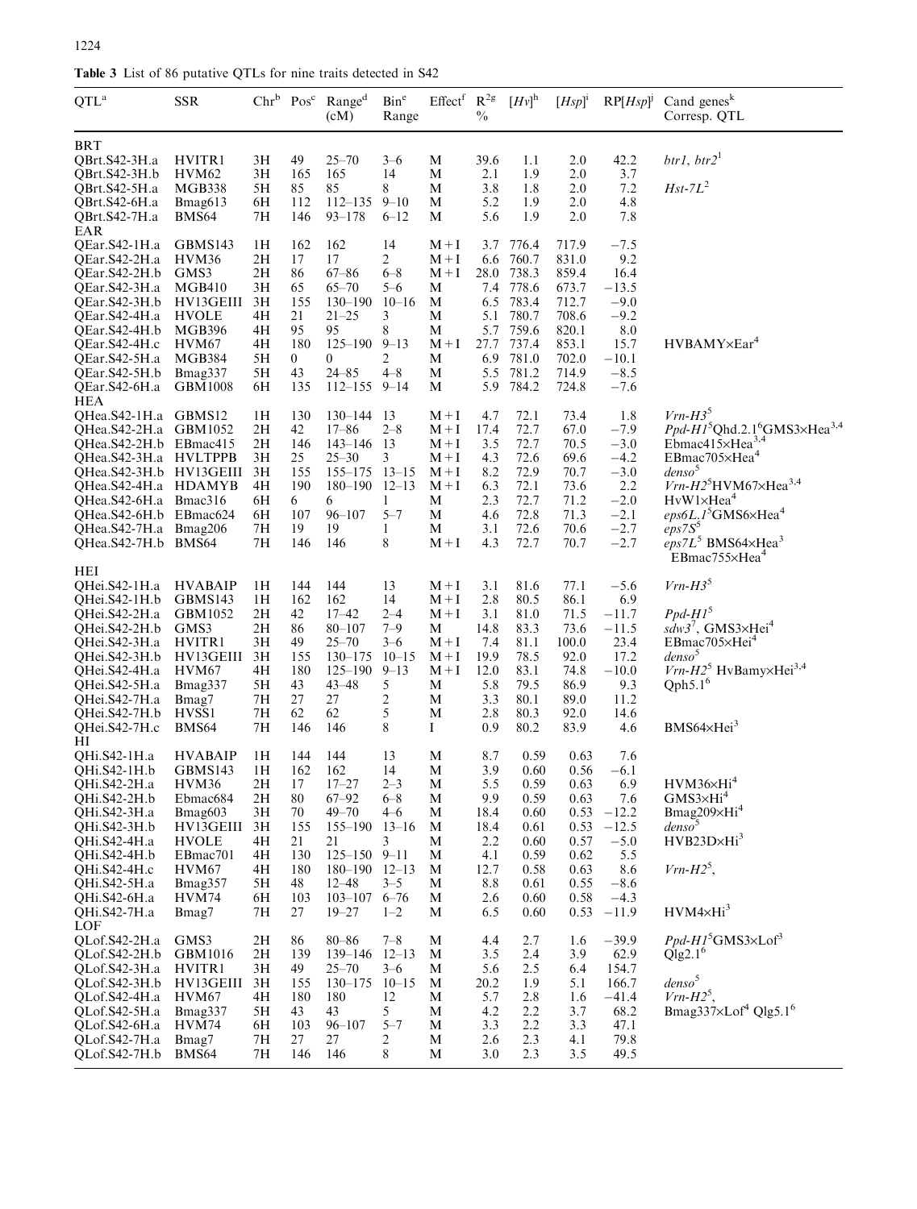**Table 3** List of 86 putative QTLs for nine traits detected in S42

| QTL[a] | SSR | Chr[b] | Pos[c] | Range[d] (cM) | Bin[e] Range | Effect[f] | $R^{2g}$ % | [Hv][h] | [Hsp][i] | RP[Hsp][j] | Cand genes[k] Corresp. QTL |
|---|---|---|---|---|---|---|---|---|---|---|---|
| BRT | | | | | | | | | | | |
| QBrt.S42-3H.a | HVITR1 | 3H | 49 | 25–70 | 3–6 | M | 39.6 | 1.1 | 2.0 | 42.2 | *btr1*, *btr2*[1] |
| QBrt.S42-3H.b | HVM62 | 3H | 165 | 165 | 14 | M | 2.1 | 1.9 | 2.0 | 3.7 | |
| QBrt.S42-5H.a | MGB338 | 5H | 85 | 85 | 8 | M | 3.8 | 1.8 | 2.0 | 7.2 | *Hst-7L*[2] |
| QBrt.S42-6H.a | Bmag613 | 6H | 112 | 112–135 | 9–10 | M | 5.2 | 1.9 | 2.0 | 4.8 | |
| QBrt.S42-7H.a | BMS64 | 7H | 146 | 93–178 | 6–12 | M | 5.6 | 1.9 | 2.0 | 7.8 | |
| EAR | | | | | | | | | | | |
| QEar.S42-1H.a | GBMS143 | 1H | 162 | 162 | 14 | M+I | 3.7 | 776.4 | 717.9 | −7.5 | |
| QEar.S42-2H.a | HVM36 | 2H | 17 | 17 | 2 | M+I | 6.6 | 760.7 | 831.0 | 9.2 | |
| QEar.S42-2H.b | GMS3 | 2H | 86 | 67–86 | 6–8 | M+I | 28.0 | 738.3 | 859.4 | 16.4 | |
| QEar.S42-3H.a | MGB410 | 3H | 65 | 65–70 | 5–6 | M | 7.4 | 778.6 | 673.7 | −13.5 | |
| QEar.S42-3H.b | HV13GEIII | 3H | 155 | 130–190 | 10–16 | M | 6.5 | 783.4 | 712.7 | −9.0 | |
| QEar.S42-4H.a | HVOLE | 4H | 21 | 21–25 | 3 | M | 5.1 | 780.7 | 708.6 | −9.2 | |
| QEar.S42-4H.b | MGB396 | 4H | 95 | 95 | 8 | M | 5.7 | 759.6 | 820.1 | 8.0 | |
| QEar.S42-4H.c | HVM67 | 4H | 180 | 125–190 | 9–13 | M+I | 27.7 | 737.4 | 853.1 | 15.7 | HVBAMY×Ear[4] |
| QEar.S42-5H.a | MGB384 | 5H | 0 | 0 | 2 | M | 6.9 | 781.0 | 702.0 | −10.1 | |
| QEar.S42-5H.b | Bmag337 | 5H | 43 | 24–85 | 4–8 | M | 5.5 | 781.2 | 714.9 | −8.5 | |
| QEar.S42-6H.a | GBM1008 | 6H | 135 | 112–155 | 9–14 | M | 5.9 | 784.2 | 724.8 | −7.6 | |
| HEA | | | | | | | | | | | |
| QHea.S42-1H.a | GBMS12 | 1H | 130 | 130–144 | 13 | M+I | 4.7 | 72.1 | 73.4 | 1.8 | *Vrn-H3*[5] |
| QHea.S42-2H.a | GBM1052 | 2H | 42 | 17–86 | 2–8 | M+I | 17.4 | 72.7 | 67.0 | −7.9 | *Ppd-H1*[5]Qhd.2.1[6]GMS3×Hea[3,4] |
| QHea.S42-2H.b | EBmac415 | 2H | 146 | 143–146 | 13 | M+I | 3.5 | 72.7 | 70.5 | −3.0 | Ebmac415×Hea[3,4] |
| QHea.S42-3H.a | HVLTPPB | 3H | 25 | 25–30 | 3 | M+I | 4.3 | 72.6 | 69.6 | −4.2 | EBmac705×Hea[4] |
| QHea.S42-3H.b | HV13GEIII | 3H | 155 | 155–175 | 13–15 | M+I | 8.2 | 72.9 | 70.7 | −3.0 | *denso*[5] |
| QHea.S42-4H.a | HDAMYB | 4H | 190 | 180–190 | 12–13 | M+I | 6.3 | 72.1 | 73.6 | 2.2 | *Vrn-H2*[5]HVM67×Hea[3,4] |
| QHea.S42-6H.a | Bmac316 | 6H | 6 | 6 | 1 | M | 2.3 | 72.7 | 71.2 | −2.0 | HvW1×Hea[4] |
| QHea.S42-6H.b | EBmac624 | 6H | 107 | 96–107 | 5–7 | M | 4.6 | 72.8 | 71.3 | −2.1 | *eps6L.1*[5]GMS6×Hea[4] |
| QHea.S42-7H.a | Bmag206 | 7H | 19 | 19 | 1 | M | 3.1 | 72.6 | 70.6 | −2.7 | *eps7S*[5] |
| QHea.S42-7H.b | BMS64 | 7H | 146 | 146 | 8 | M+I | 4.3 | 72.7 | 70.7 | −2.7 | *eps7L*[5] BMS64×Hea[3] EBmac755×Hea[4] |
| HEI | | | | | | | | | | | |
| QHei.S42-1H.a | HVABAIP | 1H | 144 | 144 | 13 | M+I | 3.1 | 81.6 | 77.1 | −5.6 | *Vrn-H3*[5] |
| QHei.S42-1H.b | GBMS143 | 1H | 162 | 162 | 14 | M+I | 2.8 | 80.5 | 86.1 | 6.9 | |
| QHei.S42-2H.a | GBM1052 | 2H | 42 | 17–42 | 2–4 | M+I | 3.1 | 81.0 | 71.5 | −11.7 | *Ppd-H1*[5] |
| QHei.S42-2H.b | GMS3 | 2H | 86 | 80–107 | 7–9 | M | 14.8 | 83.3 | 73.6 | −11.5 | *sdw3*[7], GMS3×Hei[4] |
| QHei.S42-3H.a | HVITR1 | 3H | 49 | 25–70 | 3–6 | M+I | 7.4 | 81.1 | 100.0 | 23.4 | EBmac705×Hei[4] |
| QHei.S42-3H.b | HV13GEIII | 3H | 155 | 130–175 | 10–15 | M+I | 19.9 | 78.5 | 92.0 | 17.2 | *denso*[5] |
| QHei.S42-4H.a | HVM67 | 4H | 180 | 125–190 | 9–13 | M+I | 12.0 | 83.1 | 74.8 | −10.0 | *Vrn-H2*[5] HvBamy×Hei[3,4] |
| QHei.S42-5H.a | Bmag337 | 5H | 43 | 43–48 | 5 | M | 5.8 | 79.5 | 86.9 | 9.3 | Qph5.1[6] |
| QHei.S42-7H.a | Bmag7 | 7H | 27 | 27 | 2 | M | 3.3 | 80.1 | 89.0 | 11.2 | |
| QHei.S42-7H.b | HVSS1 | 7H | 62 | 62 | 5 | M | 2.8 | 80.3 | 92.0 | 14.6 | |
| QHei.S42-7H.c | BMS64 | 7H | 146 | 146 | 8 | I | 0.9 | 80.2 | 83.9 | 4.6 | BMS64×Hei[3] |
| HI | | | | | | | | | | | |
| QHi.S42-1H.a | HVABAIP | 1H | 144 | 144 | 13 | M | 8.7 | 0.59 | 0.63 | 7.6 | |
| QHi.S42-1H.b | GBMS143 | 1H | 162 | 162 | 14 | M | 3.9 | 0.60 | 0.56 | −6.1 | |
| QHi.S42-2H.a | HVM36 | 2H | 17 | 17–27 | 2–3 | M | 5.5 | 0.59 | 0.63 | 6.9 | HVM36×Hi[4] |
| QHi.S42-2H.b | Ebmac684 | 2H | 80 | 67–92 | 6–8 | M | 9.9 | 0.59 | 0.63 | 7.6 | GMS3×Hi[4] |
| QHi.S42-3H.a | Bmag603 | 3H | 70 | 49–70 | 4–6 | M | 18.4 | 0.60 | 0.53 | −12.2 | Bmag209×Hi[4] |
| QHi.S42-3H.b | HV13GEIII | 3H | 155 | 155–190 | 13–16 | M | 18.4 | 0.61 | 0.53 | −12.5 | *denso*[5] |
| QHi.S42-4H.a | HVOLE | 4H | 21 | 21 | 3 | M | 2.2 | 0.60 | 0.57 | −5.0 | HVB23D×Hi[3] |
| QHi.S42-4H.b | EBmac701 | 4H | 130 | 125–150 | 9–11 | M | 4.1 | 0.59 | 0.62 | 5.5 | |
| QHi.S42-4H.c | HVM67 | 4H | 180 | 180–190 | 12–13 | M | 12.7 | 0.58 | 0.63 | 8.6 | *Vrn-H2*[5], |
| QHi.S42-5H.a | Bmag357 | 5H | 48 | 12–48 | 3–5 | M | 8.8 | 0.61 | 0.55 | −8.6 | |
| QHi.S42-6H.a | HVM74 | 6H | 103 | 103–107 | 6–76 | M | 2.6 | 0.60 | 0.58 | −4.3 | |
| QHi.S42-7H.a | Bmag7 | 7H | 27 | 19–27 | 1–2 | M | 6.5 | 0.60 | 0.53 | −11.9 | HVM4×Hi[3] |
| LOF | | | | | | | | | | | |
| QLof.S42-2H.a | GMS3 | 2H | 86 | 80–86 | 7–8 | M | 4.4 | 2.7 | 1.6 | −39.9 | *Ppd-H1*[5]GMS3×Lof[3] |
| QLof.S42-2H.b | GBM1016 | 2H | 139 | 139–146 | 12–13 | M | 3.5 | 2.4 | 3.9 | 62.9 | Qlg2.1[6] |
| QLof.S42-3H.a | HVITR1 | 3H | 49 | 25–70 | 3–6 | M | 5.6 | 2.5 | 6.4 | 154.7 | |
| QLof.S42-3H.b | HV13GEIII | 3H | 155 | 130–175 | 10–15 | M | 20.2 | 1.9 | 5.1 | 166.7 | *denso*[5] |
| QLof.S42-4H.a | HVM67 | 4H | 180 | 180 | 12 | M | 5.7 | 2.8 | 1.6 | −41.4 | *Vrn-H2*[5], |
| QLof.S42-5H.a | Bmag337 | 5H | 43 | 43 | 5 | M | 4.2 | 2.2 | 3.7 | 68.2 | Bmag337×Lof[4] Qlg5.1[6] |
| QLof.S42-6H.a | HVM74 | 6H | 103 | 96–107 | 5–7 | M | 3.3 | 2.2 | 3.3 | 47.1 | |
| QLof.S42-7H.a | Bmag7 | 7H | 27 | 27 | 2 | M | 2.6 | 2.3 | 4.1 | 79.8 | |
| QLof.S42-7H.b | BMS64 | 7H | 146 | 146 | 8 | M | 3.0 | 2.3 | 3.5 | 49.5 | |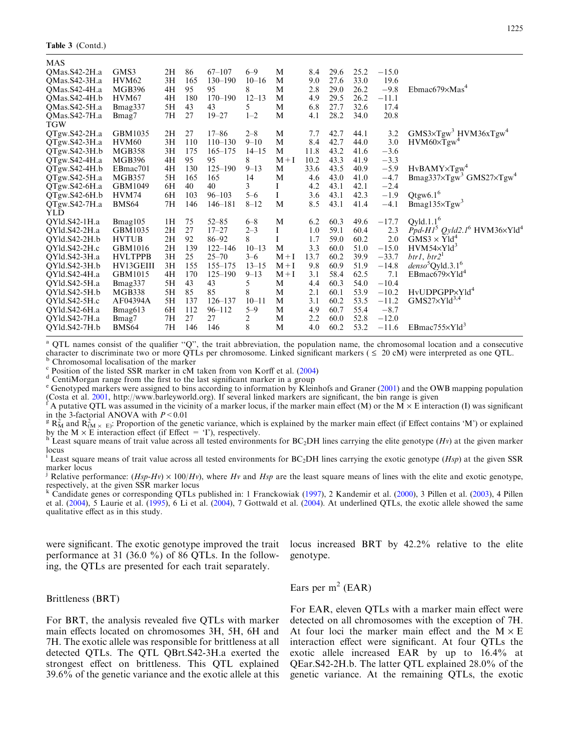**Table 3** (Contd.)

| | | | | | | | | | | | |
|---|---|---|---|---|---|---|---|---|---|---|---|
| MAS | | | | | | | | | | | |
| QMas.S42-2H.a | GMS3 | 2H | 86 | 67–107 | 6–9 | M | 8.4 | 29.6 | 25.2 | −15.0 | |
| QMas.S42-3H.a | HVM62 | 3H | 165 | 130–190 | 10–16 | M | 9.0 | 27.6 | 33.0 | 19.6 | |
| QMas.S42-4H.a | MGB396 | 4H | 95 | 95 | 8 | M | 2.8 | 29.0 | 26.2 | −9.8 | Ebmac679×Mas[4] |
| QMas.S42-4H.b | HVM67 | 4H | 180 | 170–190 | 12–13 | M | 4.9 | 29.5 | 26.2 | −11.1 | |
| QMas.S42-5H.a | Bmag337 | 5H | 43 | 43 | 5 | M | 6.8 | 27.7 | 32.6 | 17.4 | |
| QMas.S42-7H.a | Bmag7 | 7H | 27 | 19–27 | 1–2 | M | 4.1 | 28.2 | 34.0 | 20.8 | |
| TGW | | | | | | | | | | | |
| QTgw.S42-2H.a | GBM1035 | 2H | 27 | 17–86 | 2–8 | M | 7.7 | 42.7 | 44.1 | 3.2 | GMS3×Tgw[3] HVM36xTgw[4] |
| QTgw.S42-3H.a | HVM60 | 3H | 110 | 110–130 | 9–10 | M | 8.4 | 42.7 | 44.0 | 3.0 | HVM60×Tgw[4] |
| QTgw.S42-3H.b | MGB358 | 3H | 175 | 165–175 | 14–15 | M | 11.8 | 43.2 | 41.6 | −3.6 | |
| QTgw.S42-4H.a | MGB396 | 4H | 95 | 95 | 8 | M + I | 10.2 | 43.3 | 41.9 | −3.3 | |
| QTgw.S42-4H.b | EBmac701 | 4H | 130 | 125–190 | 9–13 | M | 33.6 | 43.5 | 40.9 | −5.9 | HvBAMY×Tgw[4] |
| QTgw.S42-5H.a | MGB357 | 5H | 165 | 165 | 14 | M | 4.6 | 43.0 | 41.0 | −4.7 | Bmag337×Tgw[3] GMS27×Tgw[4] |
| QTgw.S42-6H.a | GBM1049 | 6H | 40 | 40 | 3 | I | 4.2 | 43.1 | 42.1 | −2.4 | |
| QTgw.S42-6H.b | HVM74 | 6H | 103 | 96–103 | 5–6 | I | 3.6 | 43.1 | 42.3 | −1.9 | Qtgw6.1[6] |
| QTgw.S42-7H.a | BMS64 | 7H | 146 | 146–181 | 8–12 | M | 8.5 | 43.1 | 41.4 | −4.1 | Bmag135×Tgw[3] |
| YLD | | | | | | | | | | | |
| QYld.S42-1H.a | Bmag105 | 1H | 75 | 52–85 | 6–8 | M | 6.2 | 60.3 | 49.6 | −17.7 | Qyld.1.1[6] |
| QYld.S42-2H.a | GBM1035 | 2H | 27 | 17–27 | 2–3 | I | 1.0 | 59.1 | 60.4 | 2.3 | *Ppd-H1*[5] *Qyld2.1*[6] HVM36×Yld[4] |
| QYld.S42-2H.b | HVTUB | 2H | 92 | 86–92 | 8 | I | 1.7 | 59.0 | 60.2 | 2.0 | GMS3 × Yld[4] |
| QYld.S42-2H.c | GBM1016 | 2H | 139 | 122–146 | 10–13 | M | 3.3 | 60.0 | 51.0 | −15.0 | HVM54×Yld[3] |
| QYld.S42-3H.a | HVLTPPB | 3H | 25 | 25–70 | 3–6 | M + I | 13.7 | 60.2 | 39.9 | −33.7 | *btr1*, *btr2*[1] |
| QYld.S42-3H.b | HV13GEIII | 3H | 155 | 155–175 | 13–15 | M + I | 9.8 | 60.9 | 51.9 | −14.8 | *denso*[5]Qyld.3.1[6] |
| QYld.S42-4H.a | GBM1015 | 4H | 170 | 125–190 | 9–13 | M + I | 3.1 | 58.4 | 62.5 | 7.1 | EBmac679×Yld[4] |
| QYld.S42-5H.a | Bmag337 | 5H | 43 | 43 | 5 | M | 4.4 | 60.3 | 54.0 | −10.4 | |
| QYld.S42-5H.b | MGB338 | 5H | 85 | 85 | 8 | M | 2.1 | 60.1 | 53.9 | −10.2 | HvUDPGPP×Yld[4] |
| QYld.S42-5H.c | AF04394A | 5H | 137 | 126–137 | 10–11 | M | 3.1 | 60.2 | 53.5 | −11.2 | GMS27×Yld[3,4] |
| QYld.S42-6H.a | Bmag613 | 6H | 112 | 96–112 | 5–9 | M | 4.9 | 60.7 | 55.4 | −8.7 | |
| QYld.S42-7H.a | Bmag7 | 7H | 27 | 27 | 2 | M | 2.2 | 60.0 | 52.8 | −12.0 | |
| QYld.S42-7H.b | BMS64 | 7H | 146 | 146 | 8 | M | 4.0 | 60.2 | 53.2 | −11.6 | EBmac755×Yld[3] |

[a] QTL names consist of the qualifier "Q", the trait abbreviation, the population name, the chromosomal location and a consecutive character to discriminate two or more QTLs per chromosome. Linked significant markers (≤ 20 cM) were interpreted as one QTL.
[b] Chromosomal localisation of the marker
[c] Position of the listed SSR marker in cM taken from von Korff et al. (2004)
[d] CentiMorgan range from the first to the last significant marker in a group
[e] Genotyped markers were assigned to bins according to information by Kleinhofs and Graner (2001) and the OWB mapping population (Costa et al. 2001, http://www.barleyworld.org). If several linked markers are significant, the bin range is given
[f] A putative QTL was assumed in the vicinity of a marker locus, if the marker main effect (M) or the M × E interaction (I) was significant in the 3-factorial ANOVA with $P < 0.01$
[g] $R^2_M$ and $R^2_{(M \times E)}$: Proportion of the genetic variance, which is explained by the marker main effect (if Effect contains 'M') or explained by the M × E interaction effect (if Effect = 'I'), respectively.
[h] Least square means of trait value across all tested environments for BC$_2$DH lines carrying the elite genotype (*Hv*) at the given marker locus
[i] Least square means of trait value across all tested environments for BC$_2$DH lines carrying the exotic genotype (*Hsp*) at the given SSR marker locus
[j] Relative performance: (*Hsp*-*Hv*) × 100/*Hv*), where *Hv* and *Hsp* are the least square means of lines with the elite and exotic genotype, respectively, at the given SSR marker locus
[k] Candidate genes or corresponding QTLs published in: 1 Franckowiak (1997), 2 Kandemir et al. (2000), 3 Pillen et al. (2003), 4 Pillen et al. (2004), 5 Laurie et al. (1995), 6 Li et al. (2004), 7 Gottwald et al. (2004). At underlined QTLs, the exotic allele showed the same qualitative effect as in this study.

were significant. The exotic genotype improved the trait performance at 31 (36.0 %) of 86 QTLs. In the following, the QTLs are presented for each trait separately.

## Brittleness (BRT)

For BRT, the analysis revealed five QTLs with marker main effects located on chromosomes 3H, 5H, 6H and 7H. The exotic allele was responsible for brittleness at all detected QTLs. The QTL QBrt.S42-3H.a exerted the strongest effect on brittleness. This QTL explained 39.6% of the genetic variance and the exotic allele at this locus increased BRT by 42.2% relative to the elite genotype.

## Ears per m$^2$ (EAR)

For EAR, eleven QTLs with a marker main effect were detected on all chromosomes with the exception of 7H. At four loci the marker main effect and the M × E interaction effect were significant. At four QTLs the exotic allele increased EAR by up to 16.4% at QEar.S42-2H.b. The latter QTL explained 28.0% of the genetic variance. At the remaining QTLs, the exotic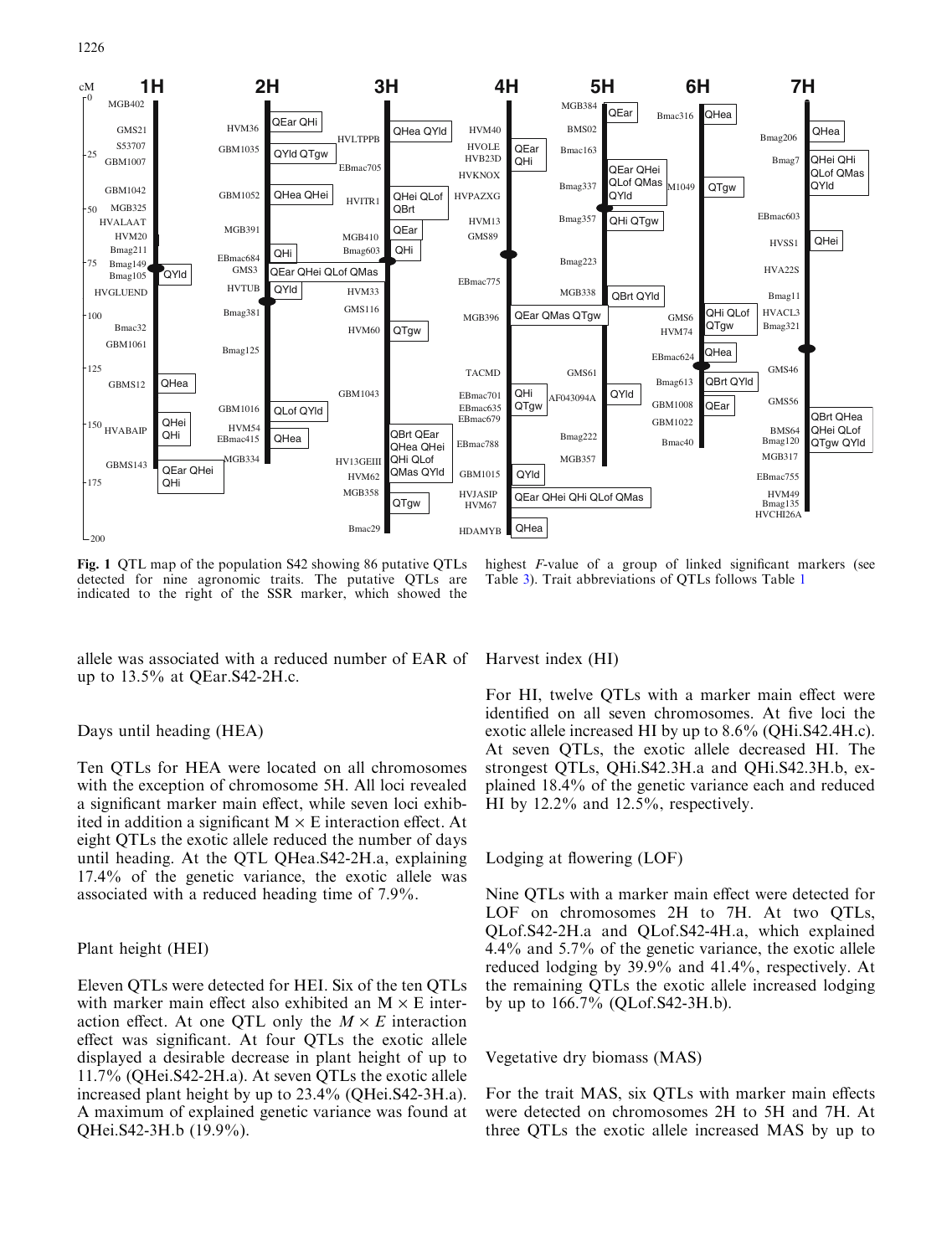**Fig. 1** QTL map of the population S42 showing 86 putative QTLs detected for nine agronomic traits. The putative QTLs are indicated to the right of the SSR marker, which showed the highest *F*-value of a group of linked significant markers (see Table 3). Trait abbreviations of QTLs follows Table 1

allele was associated with a reduced number of EAR of up to 13.5% at QEar.S42-2H.c.

### Days until heading (HEA)

Ten QTLs for HEA were located on all chromosomes with the exception of chromosome 5H. All loci revealed a significant marker main effect, while seven loci exhibited in addition a significant M × E interaction effect. At eight QTLs the exotic allele reduced the number of days until heading. At the QTL QHea.S42-2H.a, explaining 17.4% of the genetic variance, the exotic allele was associated with a reduced heading time of 7.9%.

### Plant height (HEI)

Eleven QTLs were detected for HEI. Six of the ten QTLs with marker main effect also exhibited an M × E interaction effect. At one QTL only the $M \times E$ interaction effect was significant. At four QTLs the exotic allele displayed a desirable decrease in plant height of up to 11.7% (QHei.S42-2H.a). At seven QTLs the exotic allele increased plant height by up to 23.4% (QHei.S42-3H.a). A maximum of explained genetic variance was found at QHei.S42-3H.b (19.9%).

### Harvest index (HI)

For HI, twelve QTLs with a marker main effect were identified on all seven chromosomes. At five loci the exotic allele increased HI by up to 8.6% (QHi.S42.4H.c). At seven QTLs, the exotic allele decreased HI. The strongest QTLs, QHi.S42.3H.a and QHi.S42.3H.b, explained 18.4% of the genetic variance each and reduced HI by 12.2% and 12.5%, respectively.

### Lodging at flowering (LOF)

Nine QTLs with a marker main effect were detected for LOF on chromosomes 2H to 7H. At two QTLs, QLof.S42-2H.a and QLof.S42-4H.a, which explained 4.4% and 5.7% of the genetic variance, the exotic allele reduced lodging by 39.9% and 41.4%, respectively. At the remaining QTLs the exotic allele increased lodging by up to 166.7% (QLof.S42-3H.b).

### Vegetative dry biomass (MAS)

For the trait MAS, six QTLs with marker main effects were detected on chromosomes 2H to 5H and 7H. At three QTLs the exotic allele increased MAS by up to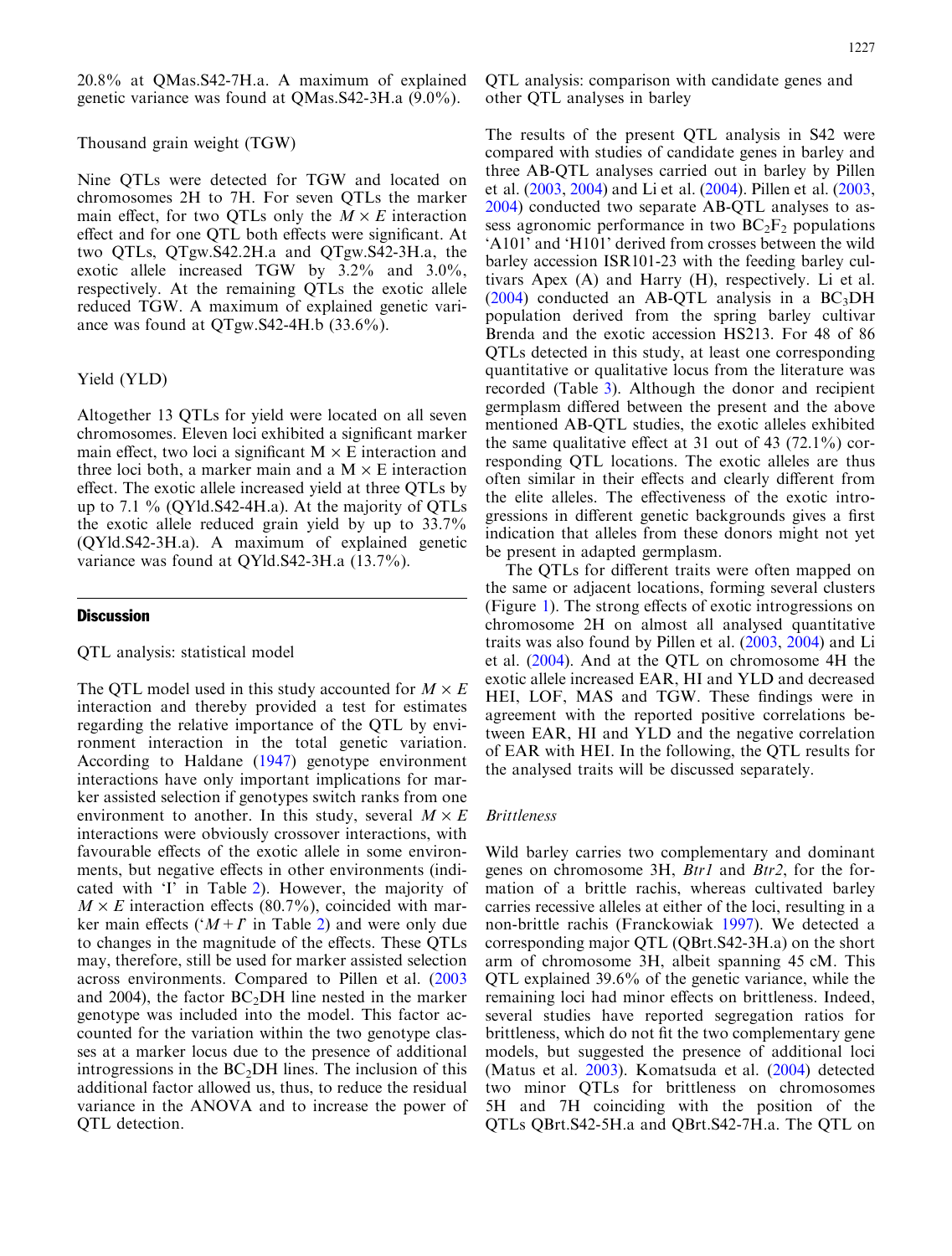20.8% at QMas.S42-7H.a. A maximum of explained genetic variance was found at QMas.S42-3H.a (9.0%).

Thousand grain weight (TGW)

Nine QTLs were detected for TGW and located on chromosomes 2H to 7H. For seven QTLs the marker main effect, for two QTLs only the $M \times E$ interaction effect and for one QTL both effects were significant. At two QTLs, QTgw.S42.2H.a and QTgw.S42-3H.a, the exotic allele increased TGW by 3.2% and 3.0%, respectively. At the remaining QTLs the exotic allele reduced TGW. A maximum of explained genetic variance was found at QTgw.S42-4H.b (33.6%).

Yield (YLD)

Altogether 13 QTLs for yield were located on all seven chromosomes. Eleven loci exhibited a significant marker main effect, two loci a significant $M \times E$ interaction and three loci both, a marker main and a $M \times E$ interaction effect. The exotic allele increased yield at three QTLs by up to 7.1 % (QYld.S42-4H.a). At the majority of QTLs the exotic allele reduced grain yield by up to 33.7% (QYld.S42-3H.a). A maximum of explained genetic variance was found at QYld.S42-3H.a (13.7%).

## Discussion

QTL analysis: statistical model

The QTL model used in this study accounted for $M \times E$ interaction and thereby provided a test for estimates regarding the relative importance of the QTL by environment interaction in the total genetic variation. According to Haldane (1947) genotype environment interactions have only important implications for marker assisted selection if genotypes switch ranks from one environment to another. In this study, several $M \times E$ interactions were obviously crossover interactions, with favourable effects of the exotic allele in some environments, but negative effects in other environments (indicated with 'I' in Table 2). However, the majority of $M \times E$ interaction effects (80.7%), coincided with marker main effects ('$M + I$' in Table 2) and were only due to changes in the magnitude of the effects. These QTLs may, therefore, still be used for marker assisted selection across environments. Compared to Pillen et al. (2003 and 2004), the factor $BC_2DH$ line nested in the marker genotype was included into the model. This factor accounted for the variation within the two genotype classes at a marker locus due to the presence of additional introgressions in the $BC_2DH$ lines. The inclusion of this additional factor allowed us, thus, to reduce the residual variance in the ANOVA and to increase the power of QTL detection.

QTL analysis: comparison with candidate genes and other QTL analyses in barley

The results of the present QTL analysis in S42 were compared with studies of candidate genes in barley and three AB-QTL analyses carried out in barley by Pillen et al. (2003, 2004) and Li et al. (2004). Pillen et al. (2003, 2004) conducted two separate AB-QTL analyses to assess agronomic performance in two $BC_2F_2$ populations 'A101' and 'H101' derived from crosses between the wild barley accession ISR101-23 with the feeding barley cultivars Apex (A) and Harry (H), respectively. Li et al. (2004) conducted an AB-QTL analysis in a $BC_3DH$ population derived from the spring barley cultivar Brenda and the exotic accession HS213. For 48 of 86 QTLs detected in this study, at least one corresponding quantitative or qualitative locus from the literature was recorded (Table 3). Although the donor and recipient germplasm differed between the present and the above mentioned AB-QTL studies, the exotic alleles exhibited the same qualitative effect at 31 out of 43 (72.1%) corresponding QTL locations. The exotic alleles are thus often similar in their effects and clearly different from the elite alleles. The effectiveness of the exotic introgressions in different genetic backgrounds gives a first indication that alleles from these donors might not yet be present in adapted germplasm.

The QTLs for different traits were often mapped on the same or adjacent locations, forming several clusters (Figure 1). The strong effects of exotic introgressions on chromosome 2H on almost all analysed quantitative traits was also found by Pillen et al. (2003, 2004) and Li et al. (2004). And at the QTL on chromosome 4H the exotic allele increased EAR, HI and YLD and decreased HEI, LOF, MAS and TGW. These findings were in agreement with the reported positive correlations between EAR, HI and YLD and the negative correlation of EAR with HEI. In the following, the QTL results for the analysed traits will be discussed separately.

*Brittleness*

Wild barley carries two complementary and dominant genes on chromosome 3H, *Btr1* and *Btr2*, for the formation of a brittle rachis, whereas cultivated barley carries recessive alleles at either of the loci, resulting in a non-brittle rachis (Franckowiak 1997). We detected a corresponding major QTL (QBrt.S42-3H.a) on the short arm of chromosome 3H, albeit spanning 45 cM. This QTL explained 39.6% of the genetic variance, while the remaining loci had minor effects on brittleness. Indeed, several studies have reported segregation ratios for brittleness, which do not fit the two complementary gene models, but suggested the presence of additional loci (Matus et al. 2003). Komatsuda et al. (2004) detected two minor QTLs for brittleness on chromosomes 5H and 7H coinciding with the position of the QTLs QBrt.S42-5H.a and QBrt.S42-7H.a. The QTL on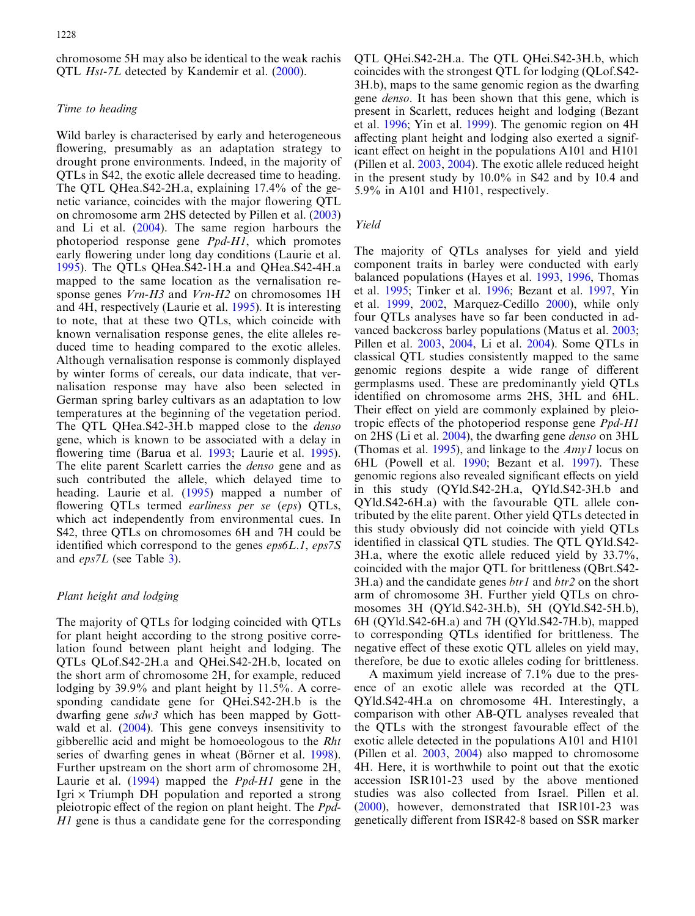chromosome 5H may also be identical to the weak rachis QTL *Hst-7L* detected by Kandemir et al. (2000).

### Time to heading

Wild barley is characterised by early and heterogeneous flowering, presumably as an adaptation strategy to drought prone environments. Indeed, in the majority of QTLs in S42, the exotic allele decreased time to heading. The QTL QHea.S42-2H.a, explaining 17.4% of the genetic variance, coincides with the major flowering QTL on chromosome arm 2HS detected by Pillen et al. (2003) and Li et al. (2004). The same region harbours the photoperiod response gene *Ppd-H1*, which promotes early flowering under long day conditions (Laurie et al. 1995). The QTLs QHea.S42-1H.a and QHea.S42-4H.a mapped to the same location as the vernalisation response genes *Vrn-H3* and *Vrn-H2* on chromosomes 1H and 4H, respectively (Laurie et al. 1995). It is interesting to note, that at these two QTLs, which coincide with known vernalisation response genes, the elite alleles reduced time to heading compared to the exotic alleles. Although vernalisation response is commonly displayed by winter forms of cereals, our data indicate, that vernalisation response may have also been selected in German spring barley cultivars as an adaptation to low temperatures at the beginning of the vegetation period. The QTL QHea.S42-3H.b mapped close to the *denso* gene, which is known to be associated with a delay in flowering time (Barua et al. 1993; Laurie et al. 1995). The elite parent Scarlett carries the *denso* gene and as such contributed the allele, which delayed time to heading. Laurie et al. (1995) mapped a number of flowering QTLs termed *earliness per se* (*eps*) QTLs, which act independently from environmental cues. In S42, three QTLs on chromosomes 6H and 7H could be identified which correspond to the genes *eps6L.1*, *eps7S* and *eps7L* (see Table 3).

### Plant height and lodging

The majority of QTLs for lodging coincided with QTLs for plant height according to the strong positive correlation found between plant height and lodging. The QTLs QLof.S42-2H.a and QHei.S42-2H.b, located on the short arm of chromosome 2H, for example, reduced lodging by 39.9% and plant height by 11.5%. A corresponding candidate gene for QHei.S42-2H.b is the dwarfing gene *sdw3* which has been mapped by Gottwald et al. (2004). This gene conveys insensitivity to gibberellic acid and might be homoeologous to the *Rht* series of dwarfing genes in wheat (Börner et al. 1998). Further upstream on the short arm of chromosome 2H, Laurie et al. (1994) mapped the *Ppd-H1* gene in the Igri × Triumph DH population and reported a strong pleiotropic effect of the region on plant height. The *Ppd-H1* gene is thus a candidate gene for the corresponding QTL QHei.S42-2H.a. The QTL QHei.S42-3H.b, which coincides with the strongest QTL for lodging (QLof.S42-3H.b), maps to the same genomic region as the dwarfing gene *denso*. It has been shown that this gene, which is present in Scarlett, reduces height and lodging (Bezant et al. 1996; Yin et al. 1999). The genomic region on 4H affecting plant height and lodging also exerted a significant effect on height in the populations A101 and H101 (Pillen et al. 2003, 2004). The exotic allele reduced height in the present study by 10.0% in S42 and by 10.4 and 5.9% in A101 and H101, respectively.

### Yield

The majority of QTLs analyses for yield and yield component traits in barley were conducted with early balanced populations (Hayes et al. 1993, 1996, Thomas et al. 1995; Tinker et al. 1996; Bezant et al. 1997, Yin et al. 1999, 2002, Marquez-Cedillo 2000), while only four QTLs analyses have so far been conducted in advanced backcross barley populations (Matus et al. 2003; Pillen et al. 2003, 2004, Li et al. 2004). Some QTLs in classical QTL studies consistently mapped to the same genomic regions despite a wide range of different germplasms used. These are predominantly yield QTLs identified on chromosome arms 2HS, 3HL and 6HL. Their effect on yield are commonly explained by pleiotropic effects of the photoperiod response gene *Ppd-H1* on 2HS (Li et al. 2004), the dwarfing gene *denso* on 3HL (Thomas et al. 1995), and linkage to the *Amy1* locus on 6HL (Powell et al. 1990; Bezant et al. 1997). These genomic regions also revealed significant effects on yield in this study (QYld.S42-2H.a, QYld.S42-3H.b and QYld.S42-6H.a) with the favourable QTL allele contributed by the elite parent. Other yield QTLs detected in this study obviously did not coincide with yield QTLs identified in classical QTL studies. The QTL QYld.S42-3H.a, where the exotic allele reduced yield by 33.7%, coincided with the major QTL for brittleness (QBrt.S42-3H.a) and the candidate genes *btr1* and *btr2* on the short arm of chromosome 3H. Further yield QTLs on chromosomes 3H (QYld.S42-3H.b), 5H (QYld.S42-5H.b), 6H (QYld.S42-6H.a) and 7H (QYld.S42-7H.b), mapped to corresponding QTLs identified for brittleness. The negative effect of these exotic QTL alleles on yield may, therefore, be due to exotic alleles coding for brittleness.

A maximum yield increase of 7.1% due to the presence of an exotic allele was recorded at the QTL QYld.S42-4H.a on chromosome 4H. Interestingly, a comparison with other AB-QTL analyses revealed that the QTLs with the strongest favourable effect of the exotic allele detected in the populations A101 and H101 (Pillen et al. 2003, 2004) also mapped to chromosome 4H. Here, it is worthwhile to point out that the exotic accession ISR101-23 used by the above mentioned studies was also collected from Israel. Pillen et al. (2000), however, demonstrated that ISR101-23 was genetically different from ISR42-8 based on SSR marker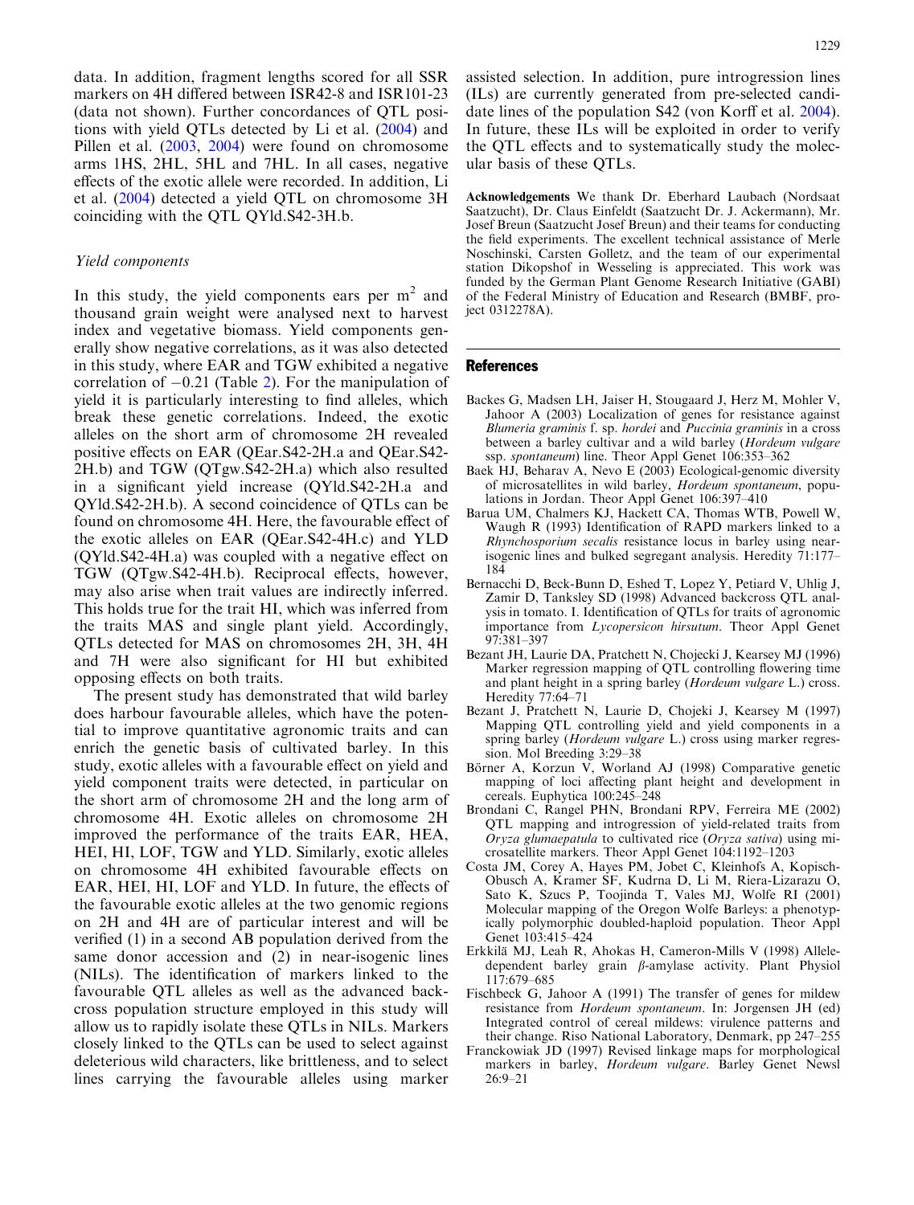data. In addition, fragment lengths scored for all SSR markers on 4H differed between ISR42-8 and ISR101-23 (data not shown). Further concordances of QTL positions with yield QTLs detected by Li et al. (2004) and Pillen et al. (2003, 2004) were found on chromosome arms 1HS, 2HL, 5HL and 7HL. In all cases, negative effects of the exotic allele were recorded. In addition, Li et al. (2004) detected a yield QTL on chromosome 3H coinciding with the QTL QYld.S42-3H.b.

### Yield components

In this study, the yield components ears per $m^2$ and thousand grain weight were analysed next to harvest index and vegetative biomass. Yield components generally show negative correlations, as it was also detected in this study, where EAR and TGW exhibited a negative correlation of $-0.21$ (Table 2). For the manipulation of yield it is particularly interesting to find alleles, which break these genetic correlations. Indeed, the exotic alleles on the short arm of chromosome 2H revealed positive effects on EAR (QEar.S42-2H.a and QEar.S42-2H.b) and TGW (QTgw.S42-2H.a) which also resulted in a significant yield increase (QYld.S42-2H.a and QYld.S42-2H.b). A second coincidence of QTLs can be found on chromosome 4H. Here, the favourable effect of the exotic alleles on EAR (QEar.S42-4H.c) and YLD (QYld.S42-4H.a) was coupled with a negative effect on TGW (QTgw.S42-4H.b). Reciprocal effects, however, may also arise when trait values are indirectly inferred. This holds true for the trait HI, which was inferred from the traits MAS and single plant yield. Accordingly, QTLs detected for MAS on chromosomes 2H, 3H, 4H and 7H were also significant for HI but exhibited opposing effects on both traits.

The present study has demonstrated that wild barley does harbour favourable alleles, which have the potential to improve quantitative agronomic traits and can enrich the genetic basis of cultivated barley. In this study, exotic alleles with a favourable effect on yield and yield component traits were detected, in particular on the short arm of chromosome 2H and the long arm of chromosome 4H. Exotic alleles on chromosome 2H improved the performance of the traits EAR, HEA, HEI, HI, LOF, TGW and YLD. Similarly, exotic alleles on chromosome 4H exhibited favourable effects on EAR, HEI, HI, LOF and YLD. In future, the effects of the favourable exotic alleles at the two genomic regions on 2H and 4H are of particular interest and will be verified (1) in a second AB population derived from the same donor accession and (2) in near-isogenic lines (NILs). The identification of markers linked to the favourable QTL alleles as well as the advanced backcross population structure employed in this study will allow us to rapidly isolate these QTLs in NILs. Markers closely linked to the QTLs can be used to select against deleterious wild characters, like brittleness, and to select lines carrying the favourable alleles using marker assisted selection. In addition, pure introgression lines (ILs) are currently generated from pre-selected candidate lines of the population S42 (von Korff et al. 2004). In future, these ILs will be exploited in order to verify the QTL effects and to systematically study the molecular basis of these QTLs.

**Acknowledgements** We thank Dr. Eberhard Laubach (Nordsaat Saatzucht), Dr. Claus Einfeldt (Saatzucht Dr. J. Ackermann), Mr. Josef Breun (Saatzucht Josef Breun) and their teams for conducting the field experiments. The excellent technical assistance of Merle Noschinski, Carsten Golletz, and the team of our experimental station Dikopshof in Wesseling is appreciated. This work was funded by the German Plant Genome Research Initiative (GABI) of the Federal Ministry of Education and Research (BMBF, project 0312278A).

## References

Backes G, Madsen LH, Jaiser H, Stougaard J, Herz M, Mohler V, Jahoor A (2003) Localization of genes for resistance against *Blumeria graminis* f. sp. *hordei* and *Puccinia graminis* in a cross between a barley cultivar and a wild barley (*Hordeum vulgare* ssp. *spontaneum*) line. Theor Appl Genet 106:353–362

Baek HJ, Beharav A, Nevo E (2003) Ecological-genomic diversity of microsatellites in wild barley, *Hordeum spontaneum*, populations in Jordan. Theor Appl Genet 106:397–410

Barua UM, Chalmers KJ, Hackett CA, Thomas WTB, Powell W, Waugh R (1993) Identification of RAPD markers linked to a *Rhynchosporium secalis* resistance locus in barley using near-isogenic lines and bulked segregant analysis. Heredity 71:177–184

Bernacchi D, Beck-Bunn D, Eshed T, Lopez Y, Petiard V, Uhlig J, Zamir D, Tanksley SD (1998) Advanced backcross QTL analysis in tomato. I. Identification of QTLs for traits of agronomic importance from *Lycopersicon hirsutum*. Theor Appl Genet 97:381–397

Bezant JH, Laurie DA, Pratchett N, Chojecki J, Kearsey MJ (1996) Marker regression mapping of QTL controlling flowering time and plant height in a spring barley (*Hordeum vulgare* L.) cross. Heredity 77:64–71

Bezant J, Pratchett N, Laurie D, Chojeki J, Kearsey M (1997) Mapping QTL controlling yield and yield components in a spring barley (*Hordeum vulgare* L.) cross using marker regression. Mol Breeding 3:29–38

Börner A, Korzun V, Worland AJ (1998) Comparative genetic mapping of loci affecting plant height and development in cereals. Euphytica 100:245–248

Brondani C, Rangel PHN, Brondani RPV, Ferreira ME (2002) QTL mapping and introgression of yield-related traits from *Oryza glumaepatula* to cultivated rice (*Oryza sativa*) using microsatellite markers. Theor Appl Genet 104:1192–1203

Costa JM, Corey A, Hayes PM, Jobet C, Kleinhofs A, Kopisch-Obusch A, Kramer SF, Kudrna D, Li M, Riera-Lizarazu O, Sato K, Szucs P, Toojinda T, Vales MJ, Wolfe RI (2001) Molecular mapping of the Oregon Wolfe Barleys: a phenotypically polymorphic doubled-haploid population. Theor Appl Genet 103:415–424

Erkkilä MJ, Leah R, Ahokas H, Cameron-Mills V (1998) Allele-dependent barley grain $\beta$-amylase activity. Plant Physiol 117:679–685

Fischbeck G, Jahoor A (1991) The transfer of genes for mildew resistance from *Hordeum spontaneum*. In: Jørgensen JH (ed) Integrated control of cereal mildews: virulence patterns and their change. Riso National Laboratory, Denmark, pp 247–255

Franckowiak JD (1997) Revised linkage maps for morphological markers in barley, *Hordeum vulgare*. Barley Genet Newsl 26:9–21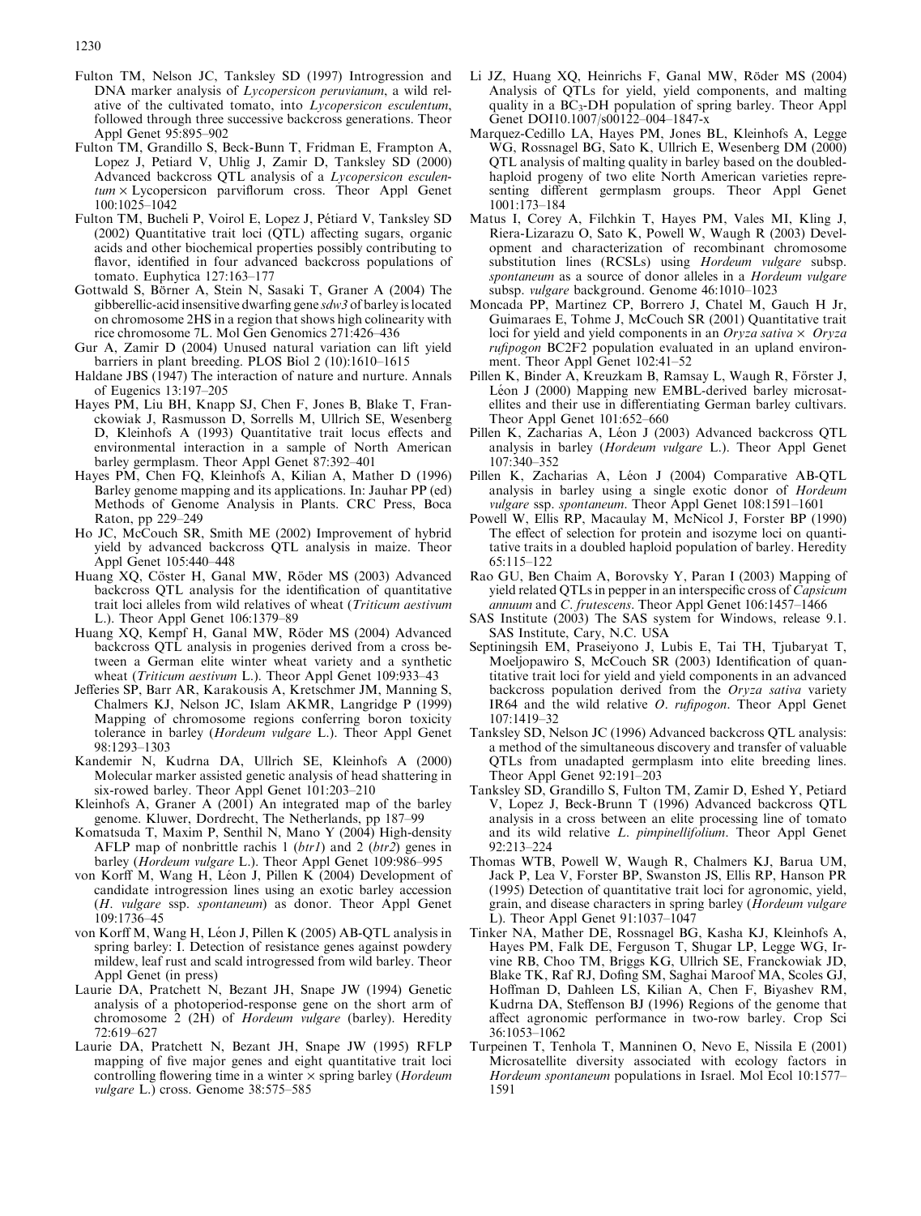Fulton TM, Nelson JC, Tanksley SD (1997) Introgression and DNA marker analysis of *Lycopersicon peruvianum*, a wild relative of the cultivated tomato, into *Lycopersicon esculentum*, followed through three successive backcross generations. Theor Appl Genet 95:895–902

Fulton TM, Grandillo S, Beck-Bunn T, Fridman E, Frampton A, Lopez J, Petiard V, Uhlig J, Zamir D, Tanksley SD (2000) Advanced backcross QTL analysis of a *Lycopersicon esculentum* × Lycopersicon parviflorum cross. Theor Appl Genet 100:1025–1042

Fulton TM, Bucheli P, Voirol E, Lopez J, Pétiard V, Tanksley SD (2002) Quantitative trait loci (QTL) affecting sugars, organic acids and other biochemical properties possibly contributing to flavor, identified in four advanced backcross populations of tomato. Euphytica 127:163–177

Gottwald S, Börner A, Stein N, Sasaki T, Graner A (2004) The gibberellic-acid insensitive dwarfing gene *sdw3* of barley is located on chromosome 2HS in a region that shows high colinearity with rice chromosome 7L. Mol Gen Genomics 271:426–436

Gur A, Zamir D (2004) Unused natural variation can lift yield barriers in plant breeding. PLOS Biol 2 (10):1610–1615

Haldane JBS (1947) The interaction of nature and nurture. Annals of Eugenics 13:197–205

Hayes PM, Liu BH, Knapp SJ, Chen F, Jones B, Blake T, Franckowiak J, Rasmusson D, Sorrells M, Ullrich SE, Wesenberg D, Kleinhofs A (1993) Quantitative trait locus effects and environmental interaction in a sample of North American barley germplasm. Theor Appl Genet 87:392–401

Hayes PM, Chen FQ, Kleinhofs A, Kilian A, Mather D (1996) Barley genome mapping and its applications. In: Jauhar PP (ed) Methods of Genome Analysis in Plants. CRC Press, Boca Raton, pp 229–249

Ho JC, McCouch SR, Smith ME (2002) Improvement of hybrid yield by advanced backcross QTL analysis in maize. Theor Appl Genet 105:440–448

Huang XQ, Cöster H, Ganal MW, Röder MS (2003) Advanced backcross QTL analysis for the identification of quantitative trait loci alleles from wild relatives of wheat (*Triticum aestivum* L.). Theor Appl Genet 106:1379–89

Huang XQ, Kempf H, Ganal MW, Röder MS (2004) Advanced backcross QTL analysis in progenies derived from a cross between a German elite winter wheat variety and a synthetic wheat (*Triticum aestivum* L.). Theor Appl Genet 109:933–43

Jefferies SP, Barr AR, Karakousis A, Kretschmer JM, Manning S, Chalmers KJ, Nelson JC, Islam AKMR, Langridge P (1999) Mapping of chromosome regions conferring boron toxicity tolerance in barley (*Hordeum vulgare* L.). Theor Appl Genet 98:1293–1303

Kandemir N, Kudrna DA, Ullrich SE, Kleinhofs A (2000) Molecular marker assisted genetic analysis of head shattering in six-rowed barley. Theor Appl Genet 101:203–210

Kleinhofs A, Graner A (2001) An integrated map of the barley genome. Kluwer, Dordrecht, The Netherlands, pp 187–99

Komatsuda T, Maxim P, Senthil N, Mano Y (2004) High-density AFLP map of nonbrittle rachis 1 (*btr1*) and 2 (*btr2*) genes in barley (*Hordeum vulgare* L.). Theor Appl Genet 109:986–995

von Korff M, Wang H, Léon J, Pillen K (2004) Development of candidate introgression lines using an exotic barley accession (*H. vulgare* ssp. *spontaneum*) as donor. Theor Appl Genet 109:1736–45

von Korff M, Wang H, Léon J, Pillen K (2005) AB-QTL analysis in spring barley: I. Detection of resistance genes against powdery mildew, leaf rust and scald introgressed from wild barley. Theor Appl Genet (in press)

Laurie DA, Pratchett N, Bezant JH, Snape JW (1994) Genetic analysis of a photoperiod-response gene on the short arm of chromosome 2 (2H) of *Hordeum vulgare* (barley). Heredity 72:619–627

Laurie DA, Pratchett N, Bezant JH, Snape JW (1995) RFLP mapping of five major genes and eight quantitative trait loci controlling flowering time in a winter × spring barley (*Hordeum vulgare* L.) cross. Genome 38:575–585

Li JZ, Huang XQ, Heinrichs F, Ganal MW, Röder MS (2004) Analysis of QTLs for yield, yield components, and malting quality in a $BC_3$-DH population of spring barley. Theor Appl Genet DOI10.1007/s00122–004–1847-x

Marquez-Cedillo LA, Hayes PM, Jones BL, Kleinhofs A, Legge WG, Rossnagel BG, Sato K, Ullrich E, Wesenberg DM (2000) QTL analysis of malting quality in barley based on the doubled-haploid progeny of two elite North American varieties representing different germplasm groups. Theor Appl Genet 1001:173–184

Matus I, Corey A, Filchkin T, Hayes PM, Vales MI, Kling J, Riera-Lizarazu O, Sato K, Powell W, Waugh R (2003) Development and characterization of recombinant chromosome substitution lines (RCSLs) using *Hordeum vulgare* subsp. *spontaneum* as a source of donor alleles in a *Hordeum vulgare* subsp. *vulgare* background. Genome 46:1010–1023

Moncada PP, Martinez CP, Borrero J, Chatel M, Gauch H Jr, Guimaraes E, Tohme J, McCouch SR (2001) Quantitative trait loci for yield and yield components in an *Oryza sativa* × *Oryza rufipogon* BC2F2 population evaluated in an upland environment. Theor Appl Genet 102:41–52

Pillen K, Binder A, Kreuzkam B, Ramsay L, Waugh R, Förster J, Léon J (2000) Mapping new EMBL-derived barley microsatellites and their use in differentiating German barley cultivars. Theor Appl Genet 101:652–660

Pillen K, Zacharias A, Léon J (2003) Advanced backcross QTL analysis in barley (*Hordeum vulgare* L.). Theor Appl Genet 107:340–352

Pillen K, Zacharias A, Léon J (2004) Comparative AB-QTL analysis in barley using a single exotic donor of *Hordeum vulgare* ssp. *spontaneum*. Theor Appl Genet 108:1591–1601

Powell W, Ellis RP, Macaulay M, McNicol J, Forster BP (1990) The effect of selection for protein and isozyme loci on quantitative traits in a doubled haploid population of barley. Heredity 65:115–122

Rao GU, Ben Chaim A, Borovsky Y, Paran I (2003) Mapping of yield related QTLs in pepper in an interspecific cross of *Capsicum annuum* and *C. frutescens*. Theor Appl Genet 106:1457–1466

SAS Institute (2003) The SAS system for Windows, release 9.1. SAS Institute, Cary, N.C. USA

Septiningsih EM, Praseiyono J, Lubis E, Tai TH, Tjubaryat T, Moeljopawiro S, McCouch SR (2003) Identification of quantitative trait loci for yield and yield components in an advanced backcross population derived from the *Oryza sativa* variety IR64 and the wild relative *O. rufipogon*. Theor Appl Genet 107:1419–32

Tanksley SD, Nelson JC (1996) Advanced backcross QTL analysis: a method of the simultaneous discovery and transfer of valuable QTLs from unadapted germplasm into elite breeding lines. Theor Appl Genet 92:191–203

Tanksley SD, Grandillo S, Fulton TM, Zamir D, Eshed Y, Petiard V, Lopez J, Beck-Brunn T (1996) Advanced backcross QTL analysis in a cross between an elite processing line of tomato and its wild relative *L. pimpinellifolium*. Theor Appl Genet 92:213–224

Thomas WTB, Powell W, Waugh R, Chalmers KJ, Barua UM, Jack P, Lea V, Forster BP, Swanston JS, Ellis RP, Hanson PR (1995) Detection of quantitative trait loci for agronomic, yield, grain, and disease characters in spring barley (*Hordeum vulgare* L). Theor Appl Genet 91:1037–1047

Tinker NA, Mather DE, Rossnagel BG, Kasha KJ, Kleinhofs A, Hayes PM, Falk DE, Ferguson T, Shugar LP, Legge WG, Irvine RB, Choo TM, Briggs KG, Ullrich SE, Franckowiak JD, Blake TK, Raf RJ, Dofing SM, Saghai Maroof MA, Scoles GJ, Hoffman D, Dahleen LS, Kilian A, Chen F, Biyashev RM, Kudrna DA, Steffenson BJ (1996) Regions of the genome that affect agronomic performance in two-row barley. Crop Sci 36:1053–1062

Turpeinen T, Tenhola T, Manninen O, Nevo E, Nissila E (2001) Microsatellite diversity associated with ecology factors in *Hordeum spontaneum* populations in Israel. Mol Ecol 10:1577–1591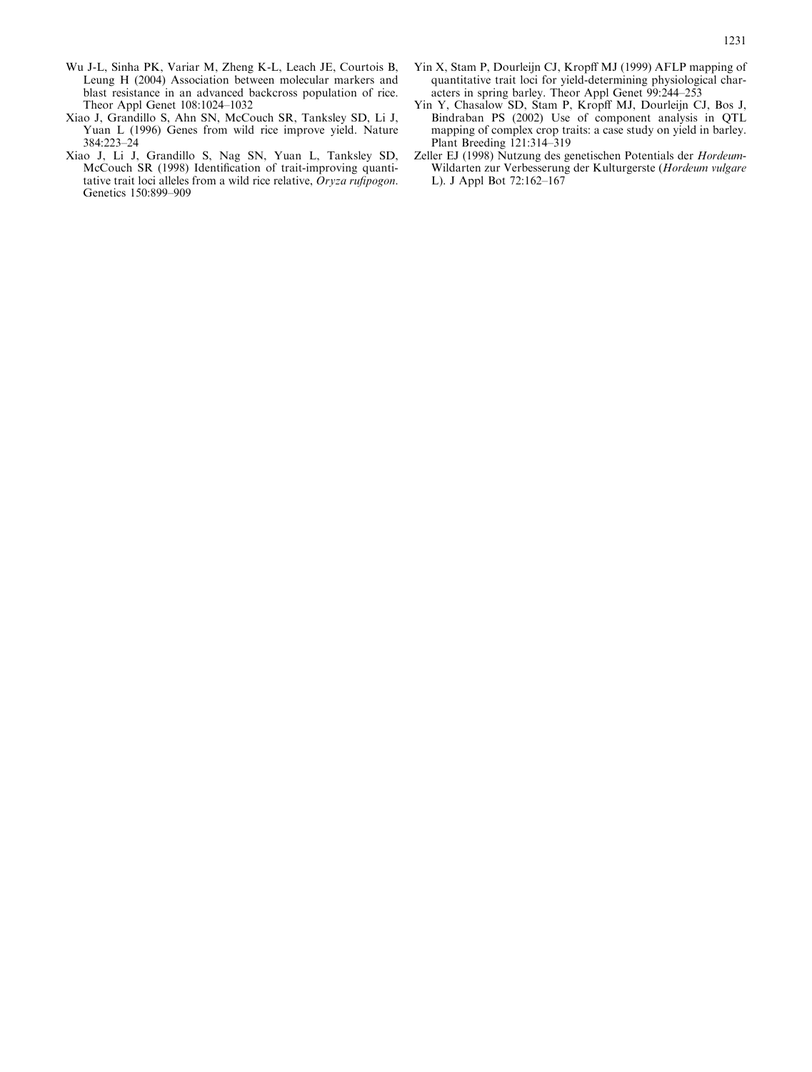Wu J-L, Sinha PK, Variar M, Zheng K-L, Leach JE, Courtois B, Leung H (2004) Association between molecular markers and blast resistance in an advanced backcross population of rice. Theor Appl Genet 108:1024–1032

Xiao J, Grandillo S, Ahn SN, McCouch SR, Tanksley SD, Li J, Yuan L (1996) Genes from wild rice improve yield. Nature 384:223–24

Xiao J, Li J, Grandillo S, Nag SN, Yuan L, Tanksley SD, McCouch SR (1998) Identification of trait-improving quantitative trait loci alleles from a wild rice relative, *Oryza rufipogon*. Genetics 150:899–909

Yin X, Stam P, Dourleijn CJ, Kropff MJ (1999) AFLP mapping of quantitative trait loci for yield-determining physiological characters in spring barley. Theor Appl Genet 99:244–253

Yin Y, Chasalow SD, Stam P, Kropff MJ, Dourleijn CJ, Bos J, Bindraban PS (2002) Use of component analysis in QTL mapping of complex crop traits: a case study on yield in barley. Plant Breeding 121:314–319

Zeller EJ (1998) Nutzung des genetischen Potentials der *Hordeum*-Wildarten zur Verbesserung der Kulturgerste (*Hordeum vulgare* L). J Appl Bot 72:162–167